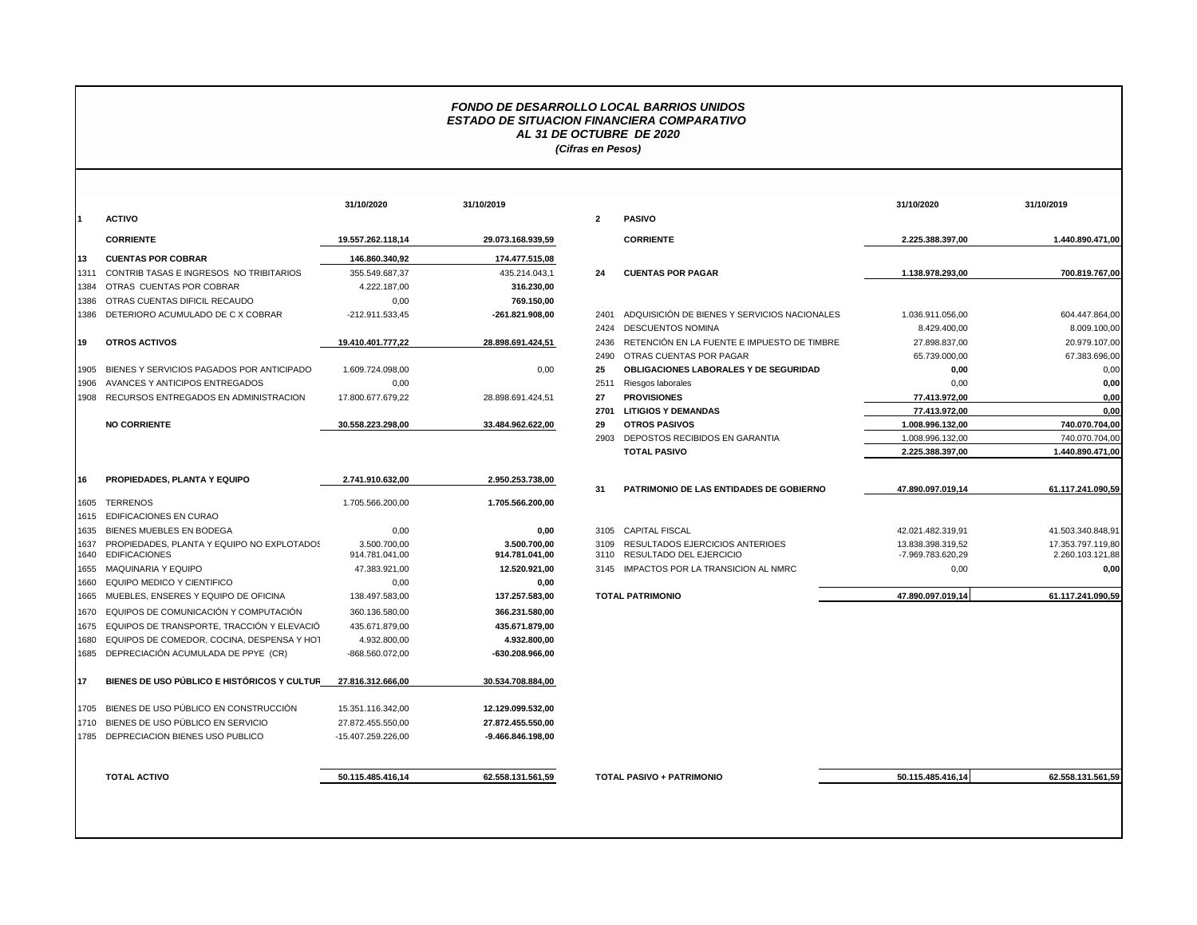***FONDO DE DESARROLLO LOCAL BARRIOS UNIDOS***
***ESTADO DE SITUACION FINANCIERA COMPARATIVO***
***AL 31 DE OCTUBRE DE 2020***
***(Cifras en Pesos)***

| | | 31/10/2020 | 31/10/2019 |
|---|---|---|---|
| 1 | **ACTIVO** | | |
| | **CORRIENTE** | **19.557.262.118,14** | **29.073.168.939,59** |
| 13 | **CUENTAS POR COBRAR** | **146.860.340,92** | **174.477.515,08** |
| 1311 | CONTRIB TASAS E INGRESOS NO TRIBITARIOS | 355.549.687,37 | 435.214.043,1 |
| 1384 | OTRAS CUENTAS POR COBRAR | 4.222.187,00 | 316.230,00 |
| 1386 | OTRAS CUENTAS DIFICIL RECAUDO | 0,00 | 769.150,00 |
| 1386 | DETERIORO ACUMULADO DE C X COBRAR | -212.911.533,45 | -261.821.908,00 |
| 19 | **OTROS ACTIVOS** | **19.410.401.777,22** | **28.898.691.424,51** |
| 1905 | BIENES Y SERVICIOS PAGADOS POR ANTICIPADO | 1.609.724.098,00 | 0,00 |
| 1906 | AVANCES Y ANTICIPOS ENTREGADOS | 0,00 | |
| 1908 | RECURSOS ENTREGADOS EN ADMINISTRACION | 17.800.677.679,22 | 28.898.691.424,51 |
| | **NO CORRIENTE** | **30.558.223.298,00** | **33.484.962.622,00** |
| 16 | **PROPIEDADES, PLANTA Y EQUIPO** | **2.741.910.632,00** | **2.950.253.738,00** |
| 1605 | TERRENOS | 1.705.566.200,00 | 1.705.566.200,00 |
| 1615 | EDIFICACIONES EN CURAO | | |
| 1635 | BIENES MUEBLES EN BODEGA | 0,00 | 0,00 |
| 1637 | PROPIEDADES, PLANTA Y EQUIPO NO EXPLOTADOS | 3.500.700,00 | 3.500.700,00 |
| 1640 | EDIFICACIONES | 914.781.041,00 | 914.781.041,00 |
| 1655 | MAQUINARIA Y EQUIPO | 47.383.921,00 | 12.520.921,00 |
| 1660 | EQUIPO MEDICO Y CIENTIFICO | 0,00 | 0,00 |
| 1665 | MUEBLES, ENSERES Y EQUIPO DE OFICINA | 138.497.583,00 | 137.257.583,00 |
| 1670 | EQUIPOS DE COMUNICACIÓN Y COMPUTACIÓN | 360.136.580,00 | 366.231.580,00 |
| 1675 | EQUIPOS DE TRANSPORTE, TRACCIÓN Y ELEVACIÓ | 435.671.879,00 | 435.671.879,00 |
| 1680 | EQUIPOS DE COMEDOR, COCINA, DESPENSA Y HOT | 4.932.800,00 | 4.932.800,00 |
| 1685 | DEPRECIACIÓN ACUMULADA DE PPYE (CR) | -868.560.072,00 | -630.208.966,00 |
| 17 | **BIENES DE USO PÚBLICO E HISTÓRICOS Y CULTUR** | **27.816.312.666,00** | **30.534.708.884,00** |
| 1705 | BIENES DE USO PÚBLICO EN CONSTRUCCIÓN | 15.351.116.342,00 | 12.129.099.532,00 |
| 1710 | BIENES DE USO PÚBLICO EN SERVICIO | 27.872.455.550,00 | 27.872.455.550,00 |
| 1785 | DEPRECIACION BIENES USO PUBLICO | -15.407.259.226,00 | -9.466.846.198,00 |
| | **TOTAL ACTIVO** | **50.115.485.416,14** | **62.558.131.561,59** |

| | | 31/10/2020 | 31/10/2019 |
|---|---|---|---|
| 2 | **PASIVO** | | |
| | **CORRIENTE** | **2.225.388.397,00** | **1.440.890.471,00** |
| 24 | **CUENTAS POR PAGAR** | **1.138.978.293,00** | **700.819.767,00** |
| 2401 | ADQUISICIÓN DE BIENES Y SERVICIOS NACIONALES | 1.036.911.056,00 | 604.447.864,00 |
| 2424 | DESCUENTOS NOMINA | 8.429.400,00 | 8.009.100,00 |
| 2436 | RETENCIÓN EN LA FUENTE E IMPUESTO DE TIMBRE | 27.898.837,00 | 20.979.107,00 |
| 2490 | OTRAS CUENTAS POR PAGAR | 65.739.000,00 | 67.383.696,00 |
| 25 | **OBLIGACIONES LABORALES Y DE SEGURIDAD** | **0,00** | 0,00 |
| 2511 | Riesgos laborales | 0,00 | **0,00** |
| 27 | **PROVISIONES** | **77.413.972,00** | **0,00** |
| 2701 | **LITIGIOS Y DEMANDAS** | **77.413.972,00** | **0,00** |
| 29 | **OTROS PASIVOS** | **1.008.996.132,00** | **740.070.704,00** |
| 2903 | DEPOSTOS RECIBIDOS EN GARANTIA | 1.008.996.132,00 | 740.070.704,00 |
| | **TOTAL PASIVO** | **2.225.388.397,00** | **1.440.890.471,00** |
| 31 | **PATRIMONIO DE LAS ENTIDADES DE GOBIERNO** | **47.890.097.019,14** | **61.117.241.090,59** |
| 3105 | CAPITAL FISCAL | 42.021.482.319,91 | 41.503.340.848,91 |
| 3109 | RESULTADOS EJERCICIOS ANTERIOES | 13.838.398.319,52 | 17.353.797.119,80 |
| 3110 | RESULTADO DEL EJERCICIO | -7.969.783.620,29 | 2.260.103.121,88 |
| 3145 | IMPACTOS POR LA TRANSICION AL NMRC | 0,00 | **0,00** |
| | **TOTAL PATRIMONIO** | **47.890.097.019,14** | **61.117.241.090,59** |
| | **TOTAL PASIVO + PATRIMONIO** | **50.115.485.416,14** | **62.558.131.561,59** |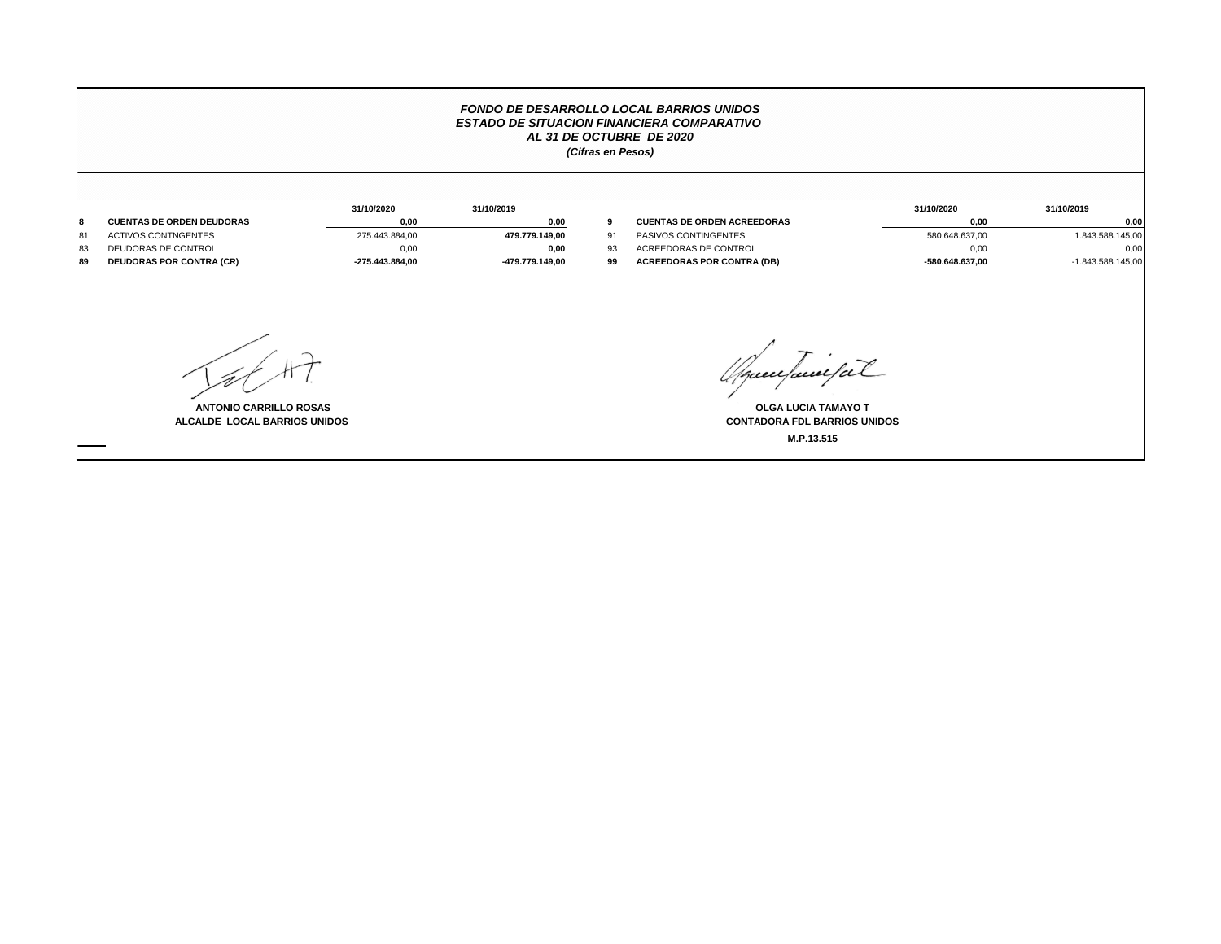***FONDO DE DESARROLLO LOCAL BARRIOS UNIDOS***
***ESTADO DE SITUACION FINANCIERA COMPARATIVO***
***AL 31 DE OCTUBRE DE 2020***
***(Cifras en Pesos)***

| | | 31/10/2020 | 31/10/2019 | | | 31/10/2020 | 31/10/2019 |
|---|---|---|---|---|---|---|---|
| **8** | **CUENTAS DE ORDEN DEUDORAS** | **0,00** | **0,00** | **9** | **CUENTAS DE ORDEN ACREEDORAS** | **0,00** | **0,00** |
| 81 | ACTIVOS CONTNGENTES | 275.443.884,00 | **479.779.149,00** | 91 | PASIVOS CONTINGENTES | 580.648.637,00 | 1.843.588.145,00 |
| 83 | DEUDORAS DE CONTROL | 0,00 | **0,00** | 93 | ACREEDORAS DE CONTROL | 0,00 | 0,00 |
| **89** | **DEUDORAS POR CONTRA (CR)** | **-275.443.884,00** | **-479.779.149,00** | **99** | **ACREEDORAS POR CONTRA (DB)** | **-580.648.637,00** | -1.843.588.145,00 |

**ANTONIO CARRILLO ROSAS**
**ALCALDE LOCAL BARRIOS UNIDOS**

**OLGA LUCIA TAMAYO T**
**CONTADORA FDL BARRIOS UNIDOS**
**M.P.13.515**